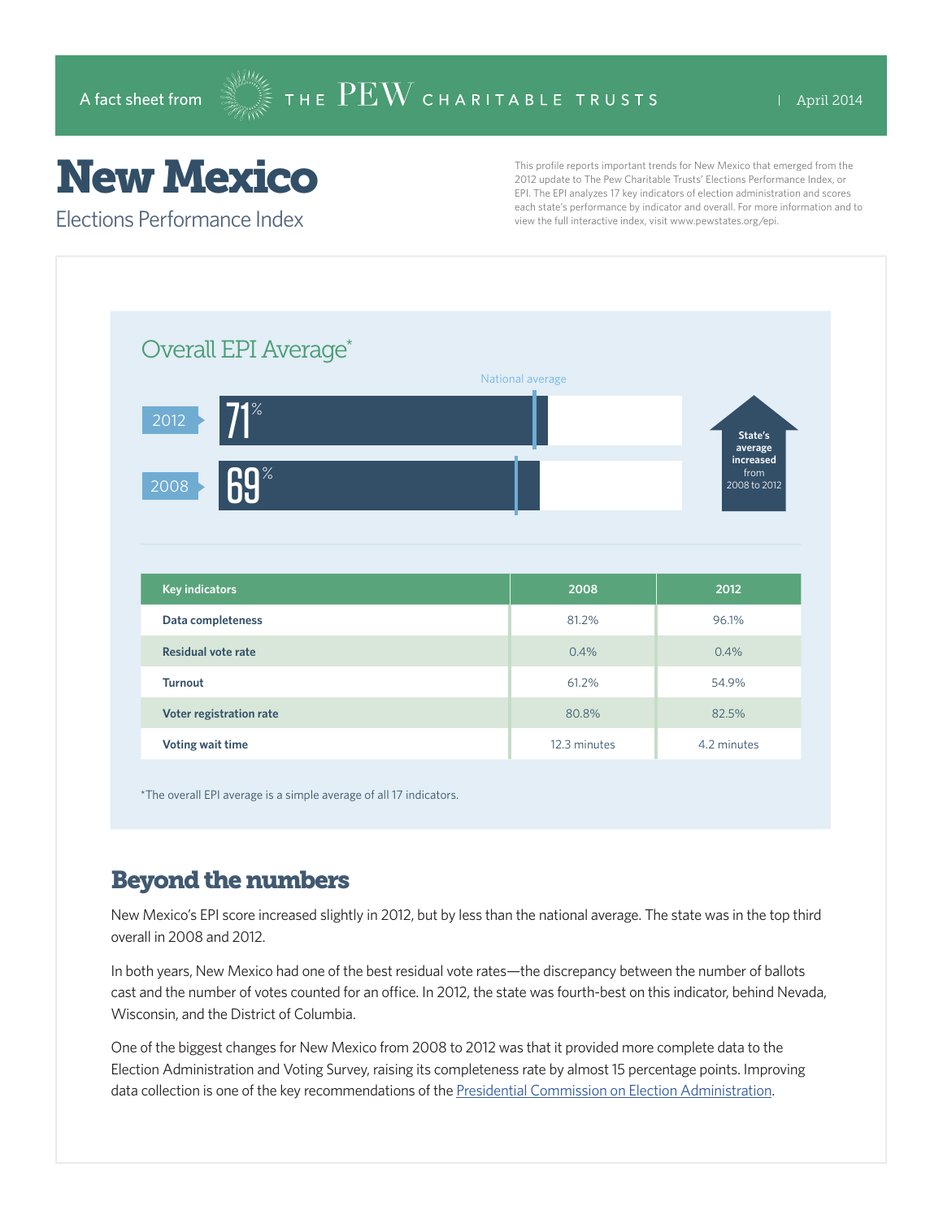A fact sheet from THE PEW CHARITABLE TRUSTS | April 2014

# New Mexico

## Elections Performance Index

This profile reports important trends for New Mexico that emerged from the 2012 update to The Pew Charitable Trusts' Elections Performance Index, or EPI. The EPI analyzes 17 key indicators of election administration and scores each state's performance by indicator and overall. For more information and to view the full interactive index, visit www.pewstates.org/epi.

### Overall EPI Average*

National average

2012: 71%

2008: 69%

State's average increased from 2008 to 2012

| Key indicators | 2008 | 2012 |
|---|---|---|
| Data completeness | 81.2% | 96.1% |
| Residual vote rate | 0.4% | 0.4% |
| Turnout | 61.2% | 54.9% |
| Voter registration rate | 80.8% | 82.5% |
| Voting wait time | 12.3 minutes | 4.2 minutes |

*The overall EPI average is a simple average of all 17 indicators.

## Beyond the numbers

New Mexico's EPI score increased slightly in 2012, but by less than the national average. The state was in the top third overall in 2008 and 2012.

In both years, New Mexico had one of the best residual vote rates—the discrepancy between the number of ballots cast and the number of votes counted for an office. In 2012, the state was fourth-best on this indicator, behind Nevada, Wisconsin, and the District of Columbia.

One of the biggest changes for New Mexico from 2008 to 2012 was that it provided more complete data to the Election Administration and Voting Survey, raising its completeness rate by almost 15 percentage points. Improving data collection is one of the key recommendations of the Presidential Commission on Election Administration.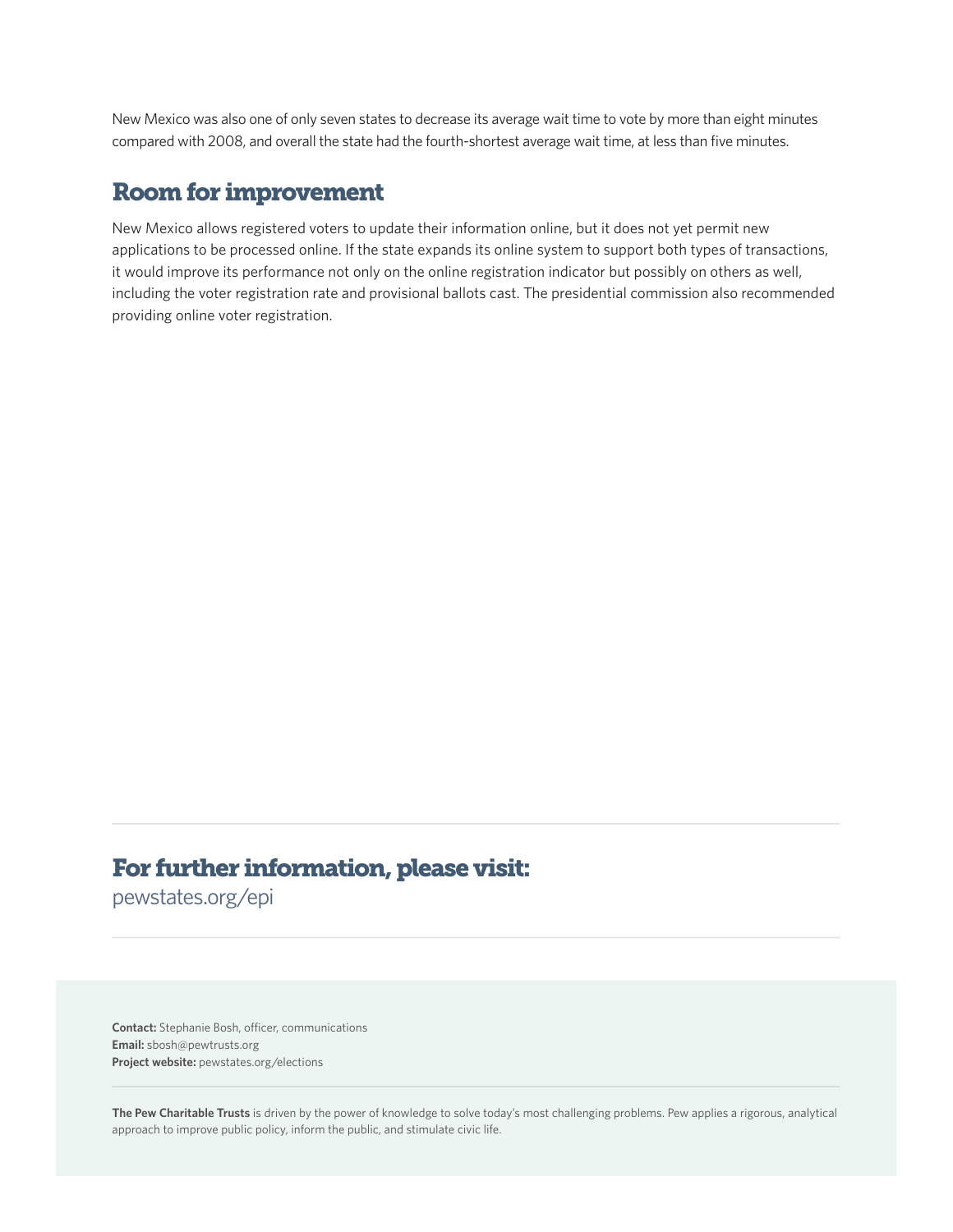New Mexico was also one of only seven states to decrease its average wait time to vote by more than eight minutes compared with 2008, and overall the state had the fourth-shortest average wait time, at less than five minutes.

## Room for improvement

New Mexico allows registered voters to update their information online, but it does not yet permit new applications to be processed online. If the state expands its online system to support both types of transactions, it would improve its performance not only on the online registration indicator but possibly on others as well, including the voter registration rate and provisional ballots cast. The presidential commission also recommended providing online voter registration.

## For further information, please visit:

pewstates.org/epi

**Contact:** Stephanie Bosh, officer, communications
**Email:** sbosh@pewtrusts.org
**Project website:** pewstates.org/elections

**The Pew Charitable Trusts** is driven by the power of knowledge to solve today's most challenging problems. Pew applies a rigorous, analytical approach to improve public policy, inform the public, and stimulate civic life.